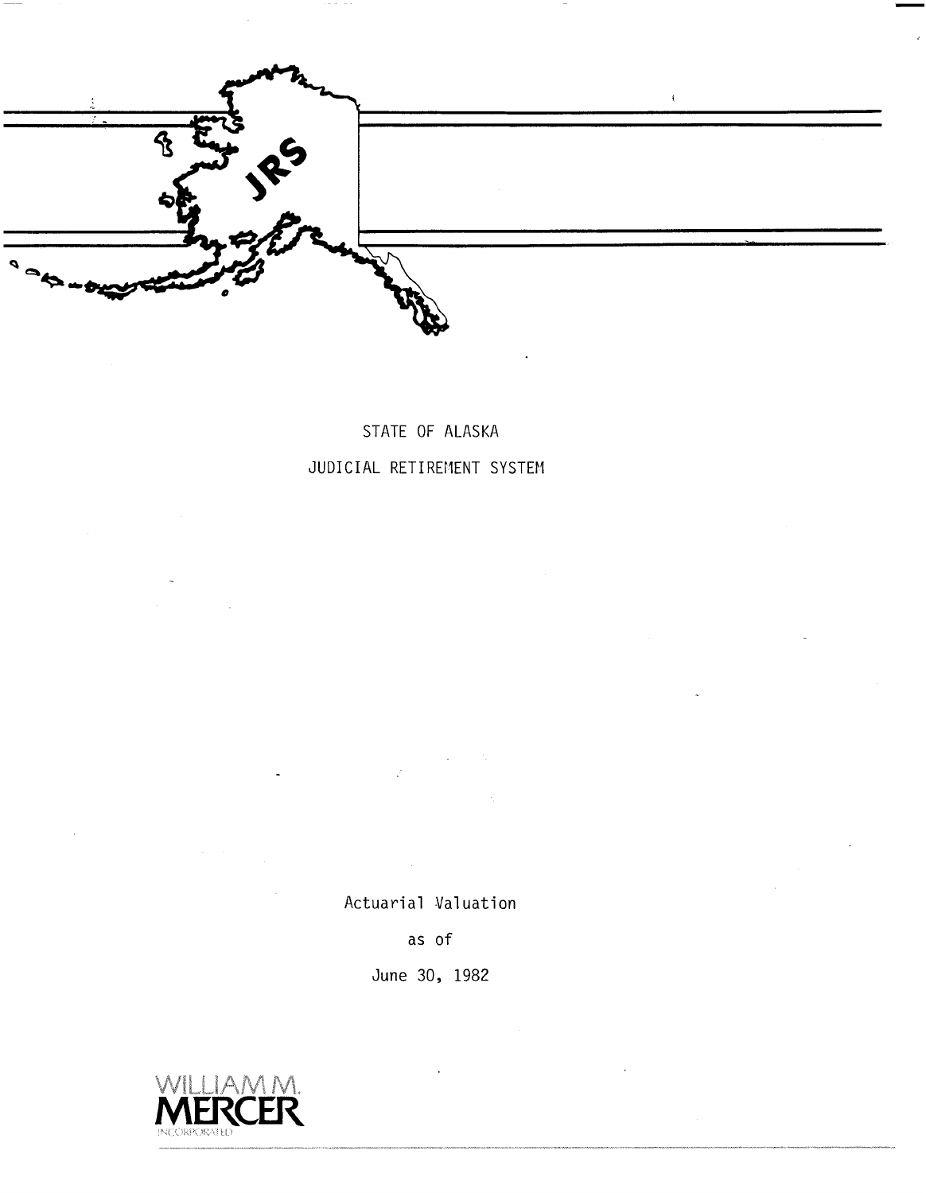JRS

STATE OF ALASKA

JUDICIAL RETIREMENT SYSTEM

Actuarial Valuation

as of

June 30, 1982

WILLIAM M.
MERCER
INCORPORATED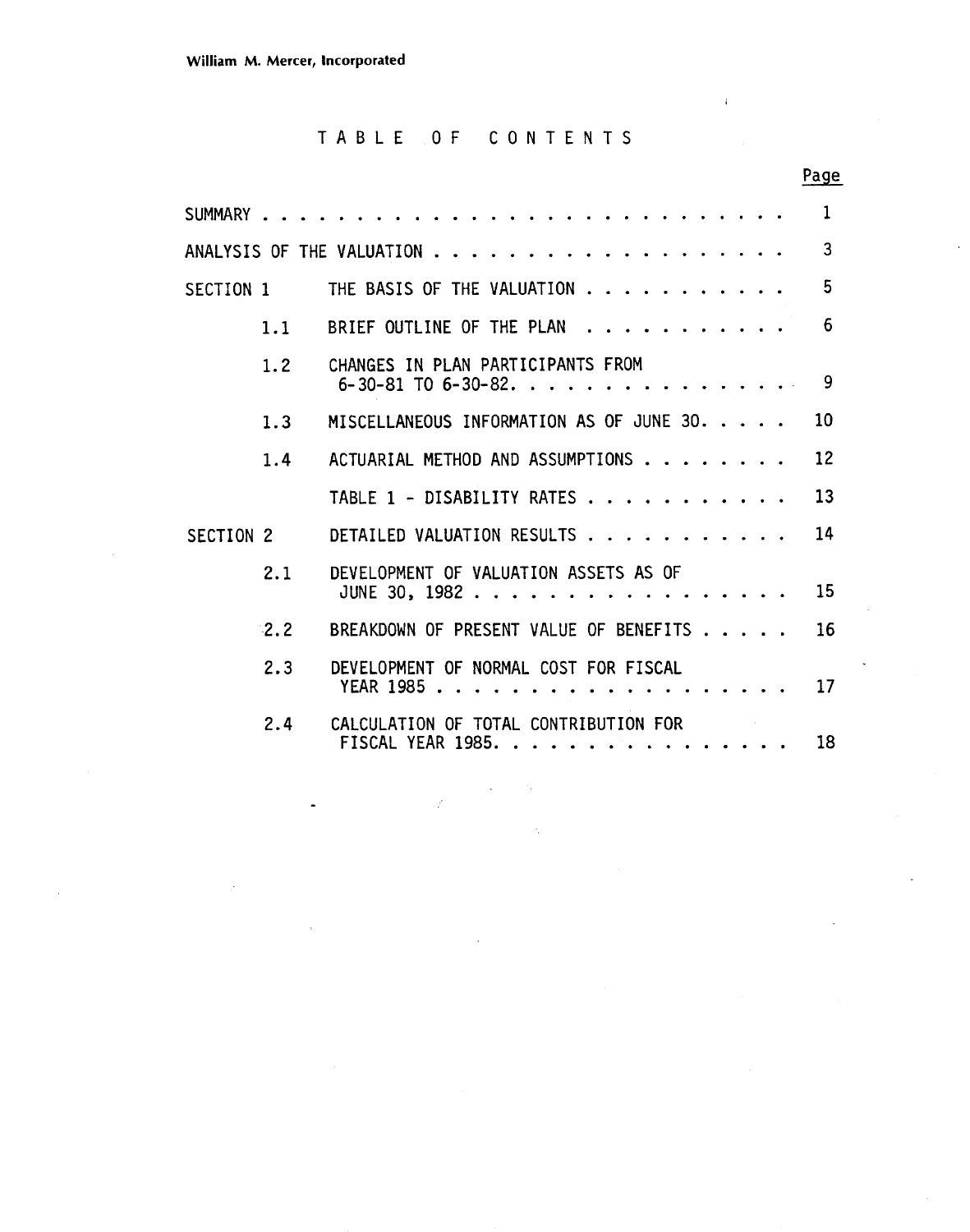William M. Mercer, Incorporated

# TABLE OF CONTENTS

| | | Page |
|---|---|---|
| SUMMARY | | 1 |
| ANALYSIS OF THE VALUATION | | 3 |
| SECTION 1 | THE BASIS OF THE VALUATION | 5 |
| 1.1 | BRIEF OUTLINE OF THE PLAN | 6 |
| 1.2 | CHANGES IN PLAN PARTICIPANTS FROM 6-30-81 TO 6-30-82. | 9 |
| 1.3 | MISCELLANEOUS INFORMATION AS OF JUNE 30. | 10 |
| 1.4 | ACTUARIAL METHOD AND ASSUMPTIONS | 12 |
| | TABLE 1 - DISABILITY RATES | 13 |
| SECTION 2 | DETAILED VALUATION RESULTS | 14 |
| 2.1 | DEVELOPMENT OF VALUATION ASSETS AS OF JUNE 30, 1982 | 15 |
| 2.2 | BREAKDOWN OF PRESENT VALUE OF BENEFITS | 16 |
| 2.3 | DEVELOPMENT OF NORMAL COST FOR FISCAL YEAR 1985 | 17 |
| 2.4 | CALCULATION OF TOTAL CONTRIBUTION FOR FISCAL YEAR 1985. | 18 |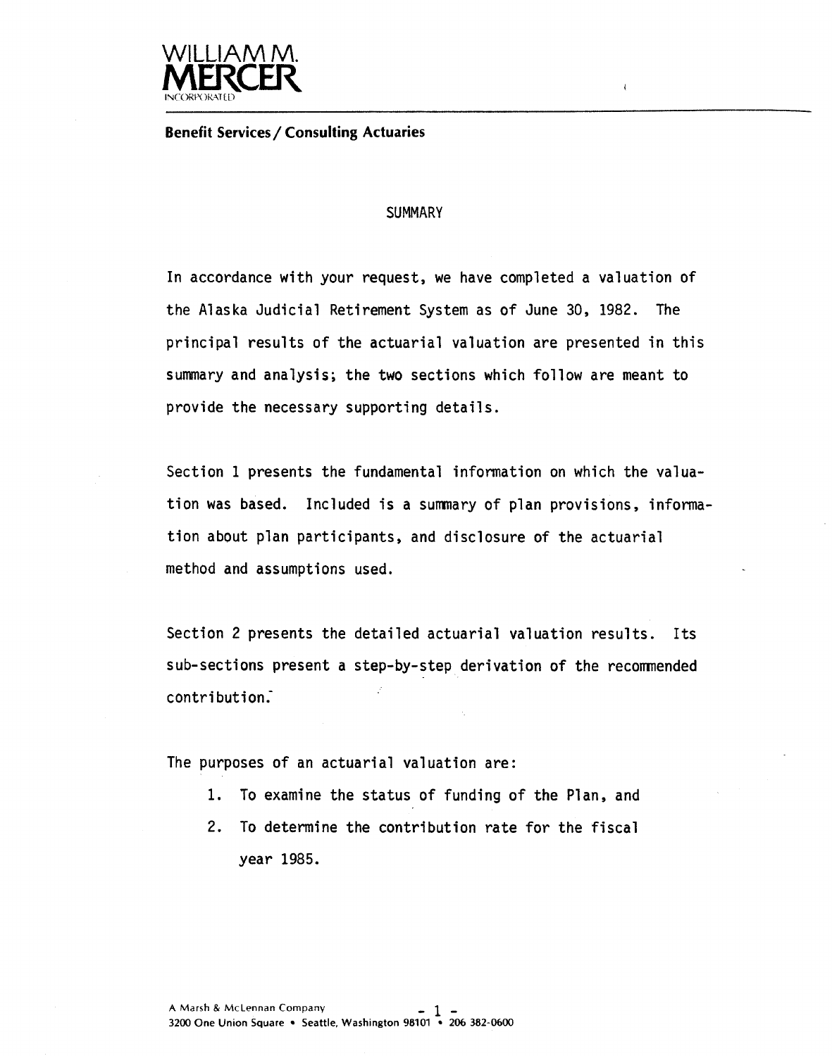WILLIAM M. MERCER INCORPORATED

**Benefit Services / Consulting Actuaries**

# SUMMARY

In accordance with your request, we have completed a valuation of the Alaska Judicial Retirement System as of June 30, 1982. The principal results of the actuarial valuation are presented in this summary and analysis; the two sections which follow are meant to provide the necessary supporting details.

Section 1 presents the fundamental information on which the valuation was based. Included is a summary of plan provisions, information about plan participants, and disclosure of the actuarial method and assumptions used.

Section 2 presents the detailed actuarial valuation results. Its sub-sections present a step-by-step derivation of the recommended contribution.

The purposes of an actuarial valuation are:

1. To examine the status of funding of the Plan, and
2. To determine the contribution rate for the fiscal year 1985.

A Marsh & McLennan Company
3200 One Union Square • Seattle, Washington 98101 • 206 382-0600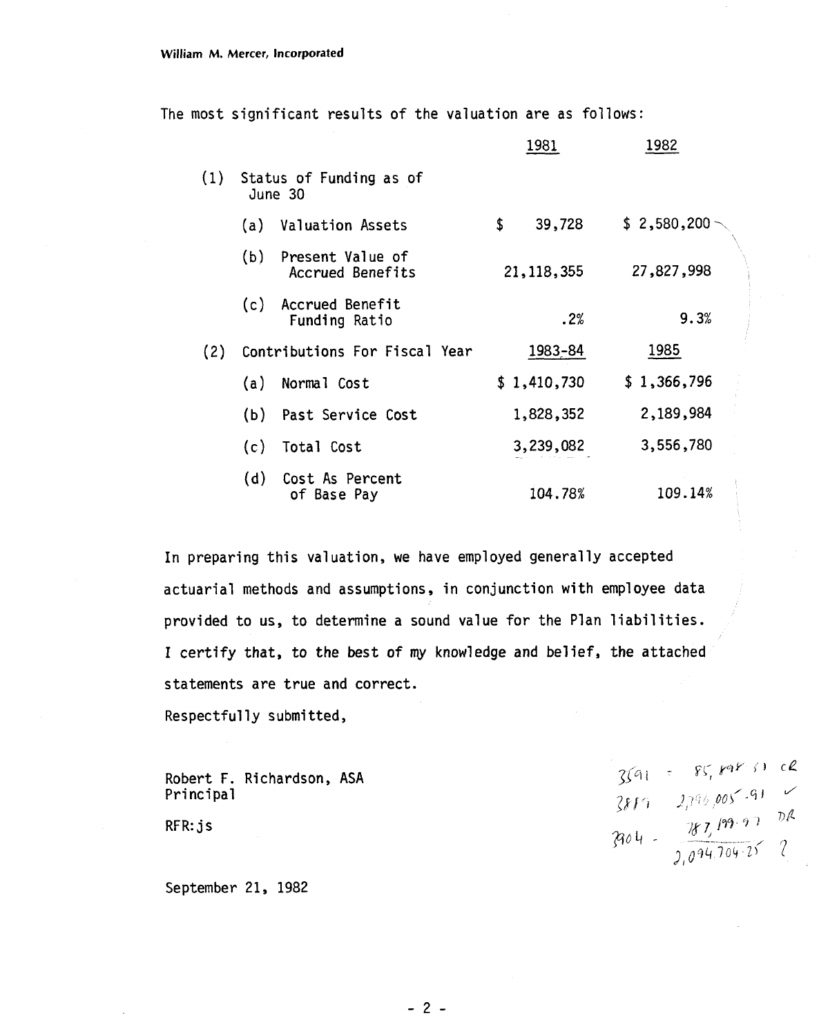William M. Mercer, Incorporated

The most significant results of the valuation are as follows:

| | | 1981 | 1982 |
|---|---|---|---|
| (1) | Status of Funding as of June 30 | | |
| | (a) Valuation Assets | $ 39,728 | $ 2,580,200 |
| | (b) Present Value of Accrued Benefits | 21,118,355 | 27,827,998 |
| | (c) Accrued Benefit Funding Ratio | .2% | 9.3% |
| (2) | Contributions For Fiscal Year | 1983-84 | 1985 |
| | (a) Normal Cost | $ 1,410,730 | $ 1,366,796 |
| | (b) Past Service Cost | 1,828,352 | 2,189,984 |
| | (c) Total Cost | 3,239,082 | 3,556,780 |
| | (d) Cost As Percent of Base Pay | 104.78% | 109.14% |

In preparing this valuation, we have employed generally accepted actuarial methods and assumptions, in conjunction with employee data provided to us, to determine a sound value for the Plan liabilities. I certify that, to the best of my knowledge and belief, the attached statements are true and correct.

Respectfully submitted,

Robert F. Richardson, ASA
Principal

RFR:js

3591 = 85,898.51 CR
3819 2,390,005.91 ✓
3904 - 287,199.93 DR
2,094,704.25 ?

September 21, 1982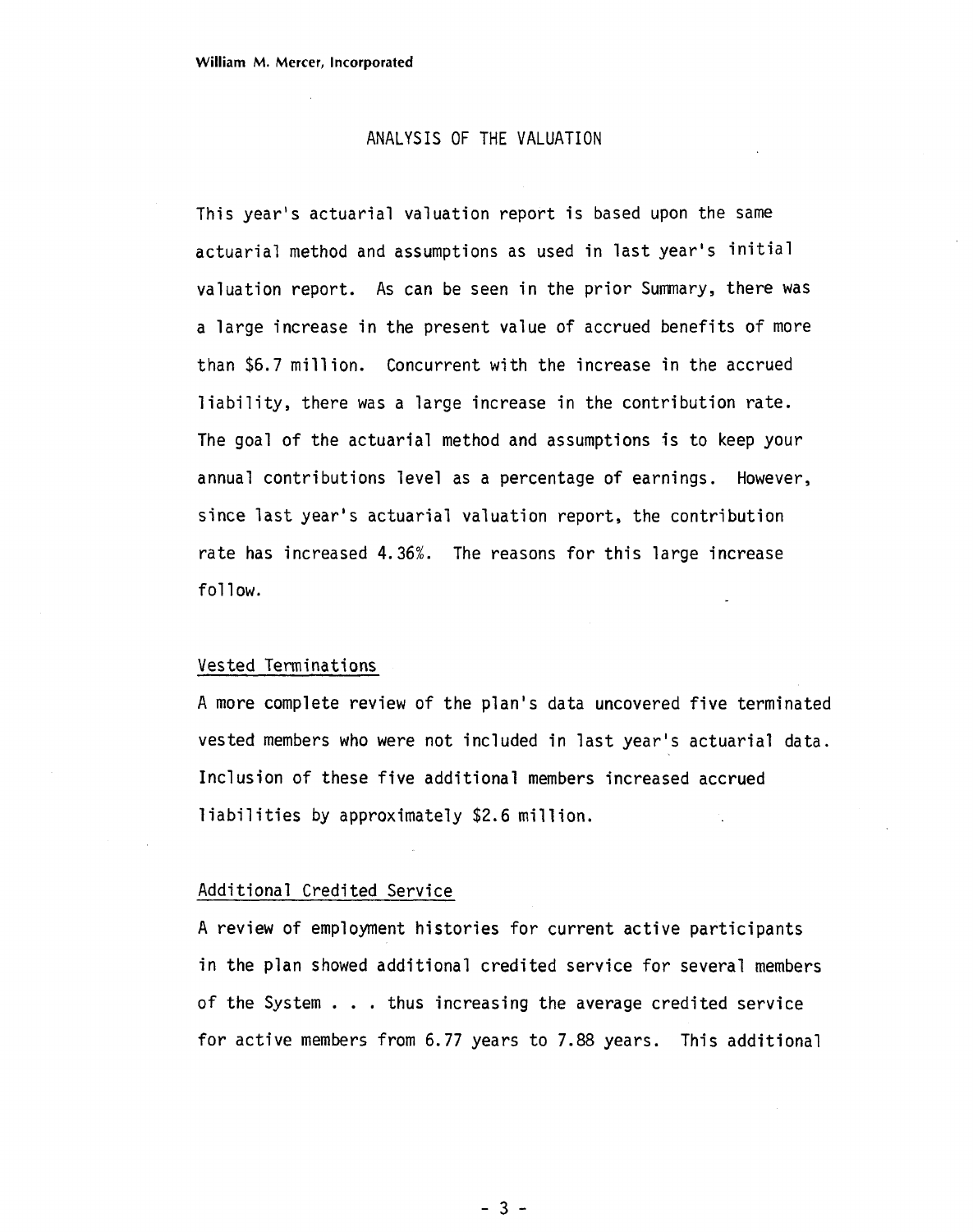## ANALYSIS OF THE VALUATION

This year's actuarial valuation report is based upon the same actuarial method and assumptions as used in last year's initial valuation report. As can be seen in the prior Summary, there was a large increase in the present value of accrued benefits of more than \$6.7 million. Concurrent with the increase in the accrued liability, there was a large increase in the contribution rate. The goal of the actuarial method and assumptions is to keep your annual contributions level as a percentage of earnings. However, since last year's actuarial valuation report, the contribution rate has increased 4.36%. The reasons for this large increase follow.

### Vested Terminations

A more complete review of the plan's data uncovered five terminated vested members who were not included in last year's actuarial data. Inclusion of these five additional members increased accrued liabilities by approximately \$2.6 million.

### Additional Credited Service

A review of employment histories for current active participants in the plan showed additional credited service for several members of the System . . . thus increasing the average credited service for active members from 6.77 years to 7.88 years. This additional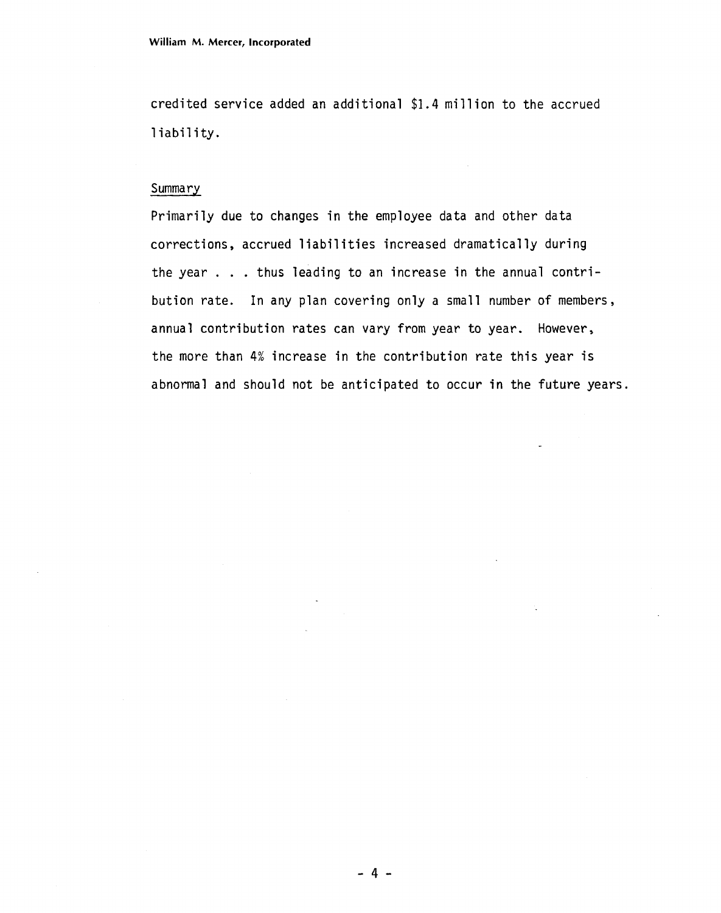credited service added an additional $1.4 million to the accrued liability.

Summary

Primarily due to changes in the employee data and other data corrections, accrued liabilities increased dramatically during the year . . . thus leading to an increase in the annual contribution rate. In any plan covering only a small number of members, annual contribution rates can vary from year to year. However, the more than 4% increase in the contribution rate this year is abnormal and should not be anticipated to occur in the future years.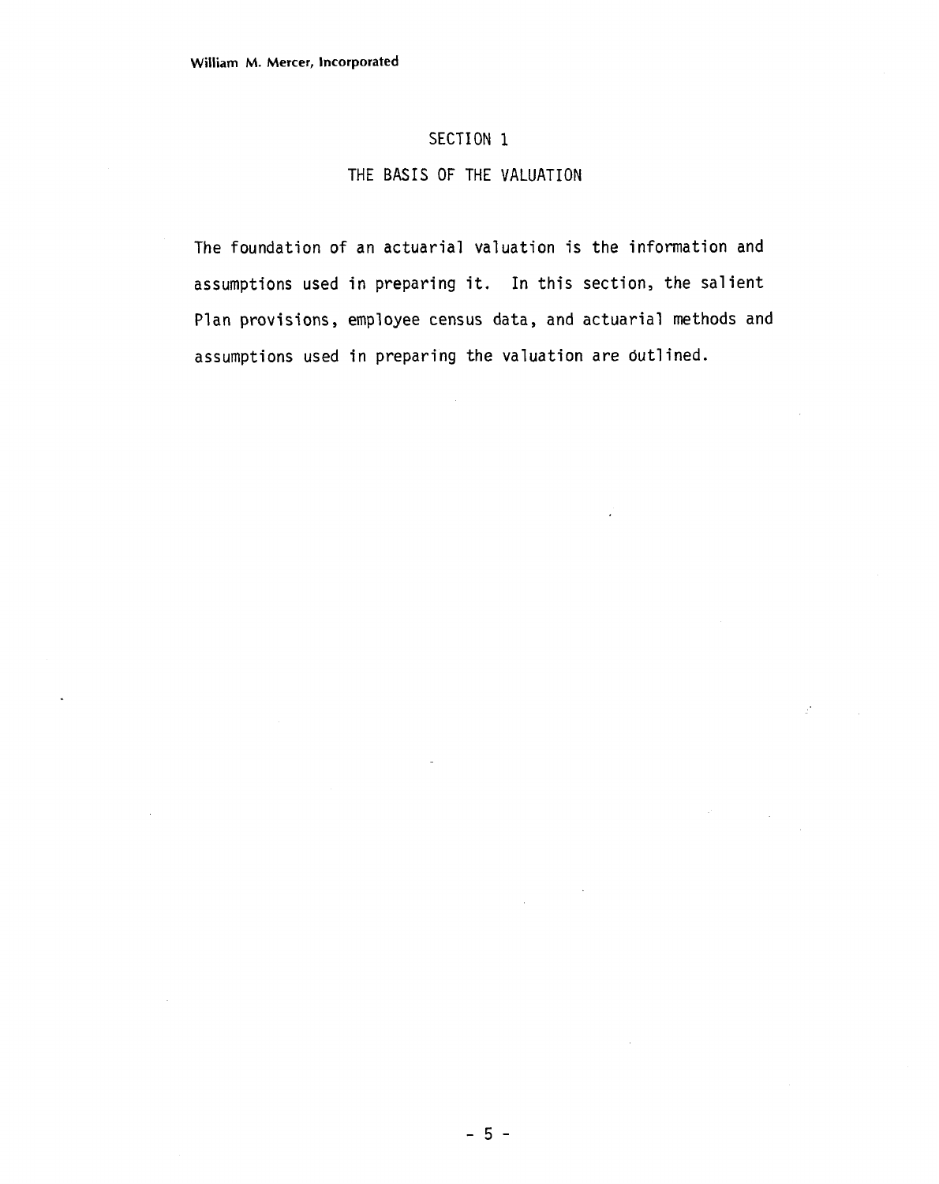# SECTION 1

## THE BASIS OF THE VALUATION

The foundation of an actuarial valuation is the information and assumptions used in preparing it. In this section, the salient Plan provisions, employee census data, and actuarial methods and assumptions used in preparing the valuation are outlined.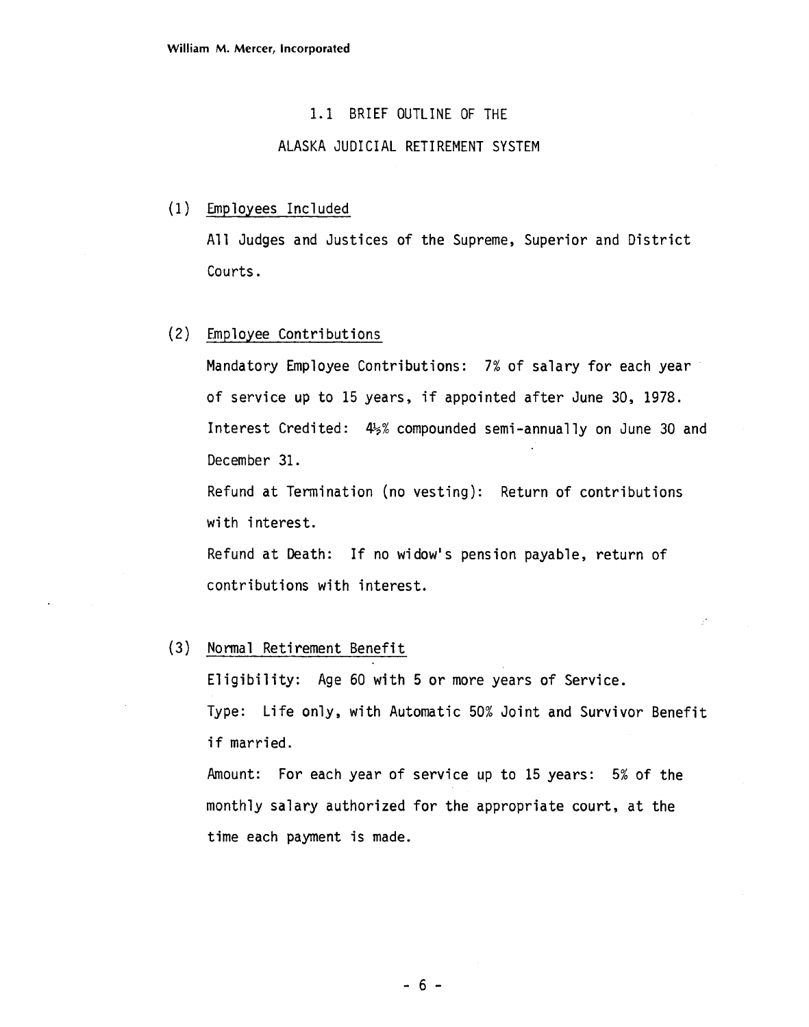## 1.1 BRIEF OUTLINE OF THE ALASKA JUDICIAL RETIREMENT SYSTEM

(1) Employees Included

All Judges and Justices of the Supreme, Superior and District Courts.

(2) Employee Contributions

Mandatory Employee Contributions: 7% of salary for each year of service up to 15 years, if appointed after June 30, 1978.

Interest Credited: 4½% compounded semi-annually on June 30 and December 31.

Refund at Termination (no vesting): Return of contributions with interest.

Refund at Death: If no widow's pension payable, return of contributions with interest.

(3) Normal Retirement Benefit

Eligibility: Age 60 with 5 or more years of Service.

Type: Life only, with Automatic 50% Joint and Survivor Benefit if married.

Amount: For each year of service up to 15 years: 5% of the monthly salary authorized for the appropriate court, at the time each payment is made.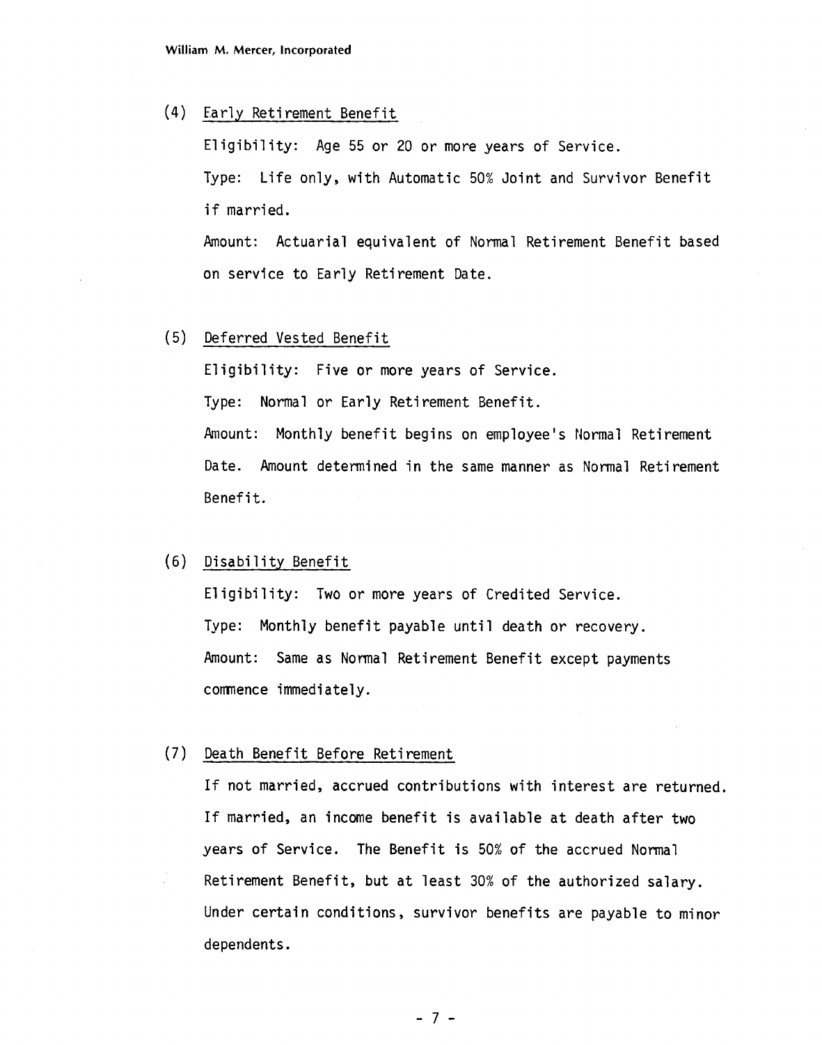(4) Early Retirement Benefit

Eligibility: Age 55 or 20 or more years of Service.

Type: Life only, with Automatic 50% Joint and Survivor Benefit if married.

Amount: Actuarial equivalent of Normal Retirement Benefit based on service to Early Retirement Date.

(5) Deferred Vested Benefit

Eligibility: Five or more years of Service.

Type: Normal or Early Retirement Benefit.

Amount: Monthly benefit begins on employee's Normal Retirement Date. Amount determined in the same manner as Normal Retirement Benefit.

(6) Disability Benefit

Eligibility: Two or more years of Credited Service.

Type: Monthly benefit payable until death or recovery.

Amount: Same as Normal Retirement Benefit except payments commence immediately.

(7) Death Benefit Before Retirement

If not married, accrued contributions with interest are returned. If married, an income benefit is available at death after two years of Service. The Benefit is 50% of the accrued Normal Retirement Benefit, but at least 30% of the authorized salary. Under certain conditions, survivor benefits are payable to minor dependents.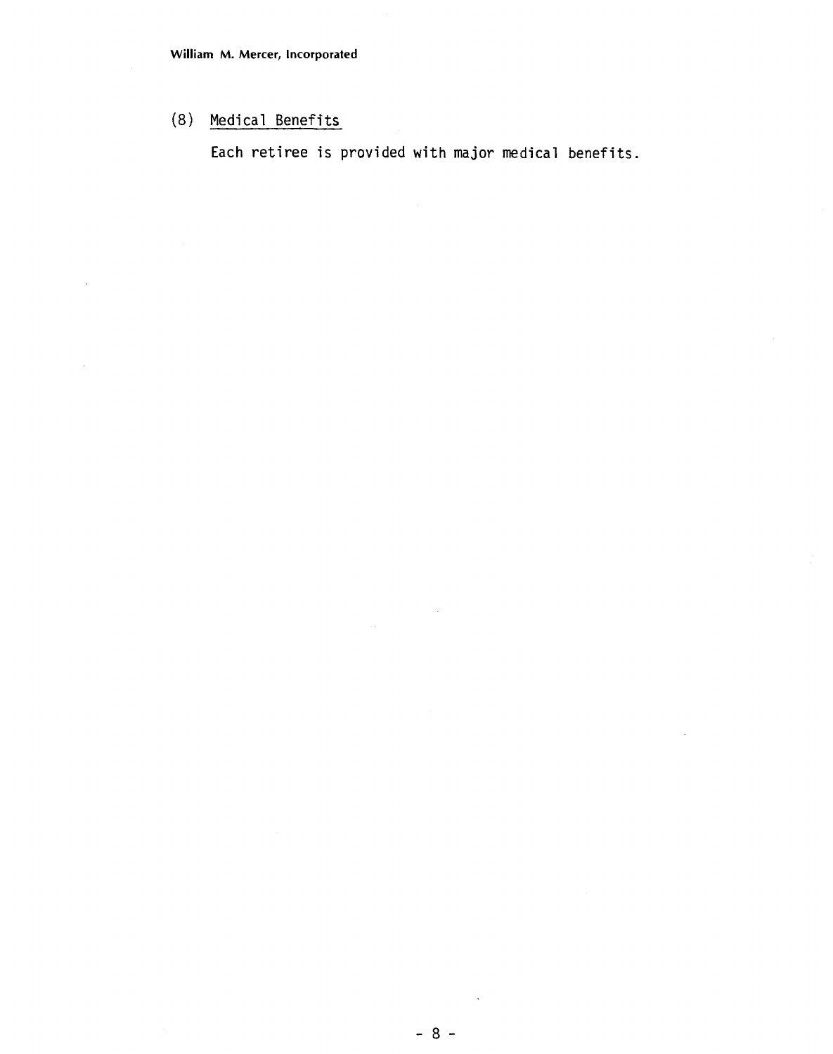(8) Medical Benefits

Each retiree is provided with major medical benefits.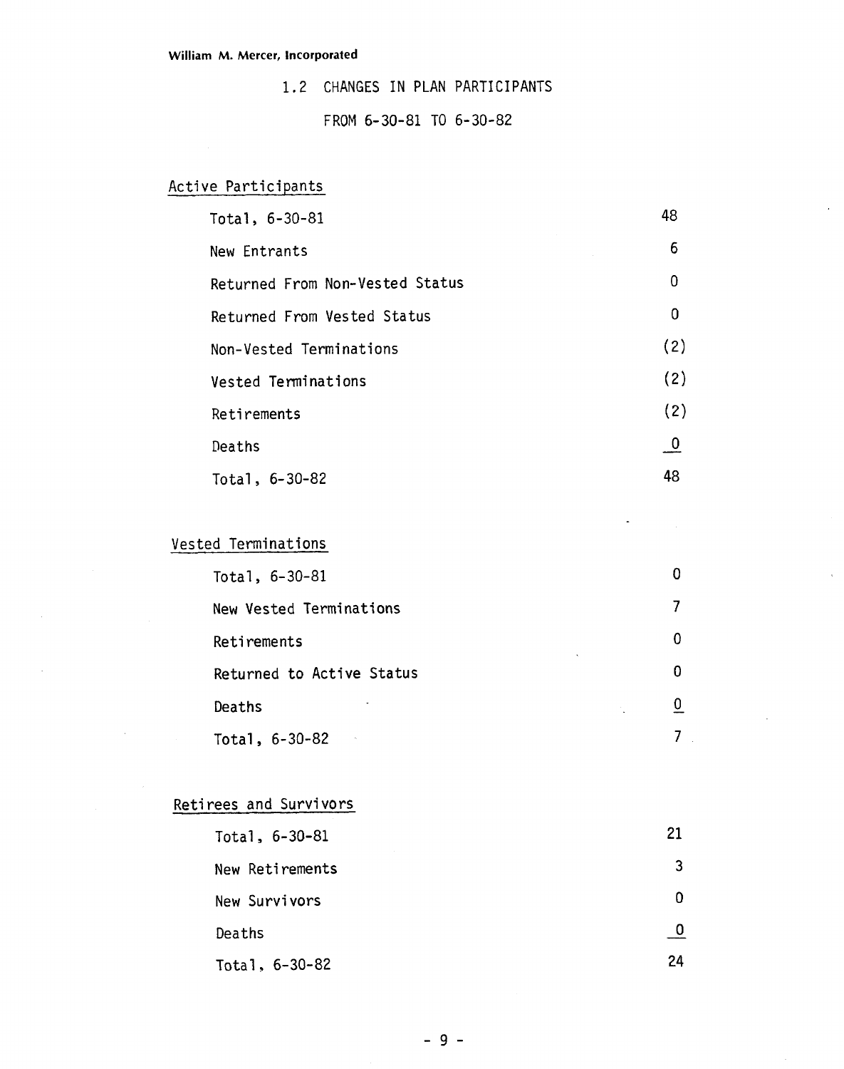William M. Mercer, Incorporated

## 1.2 CHANGES IN PLAN PARTICIPANTS

### FROM 6-30-81 TO 6-30-82

**Active Participants**

| | |
|---|---|
| Total, 6-30-81 | 48 |
| New Entrants | 6 |
| Returned From Non-Vested Status | 0 |
| Returned From Vested Status | 0 |
| Non-Vested Terminations | (2) |
| Vested Terminations | (2) |
| Retirements | (2) |
| Deaths | 0 |
| Total, 6-30-82 | 48 |

**Vested Terminations**

| | |
|---|---|
| Total, 6-30-81 | 0 |
| New Vested Terminations | 7 |
| Retirements | 0 |
| Returned to Active Status | 0 |
| Deaths | 0 |
| Total, 6-30-82 | 7 |

**Retirees and Survivors**

| | |
|---|---|
| Total, 6-30-81 | 21 |
| New Retirements | 3 |
| New Survivors | 0 |
| Deaths | 0 |
| Total, 6-30-82 | 24 |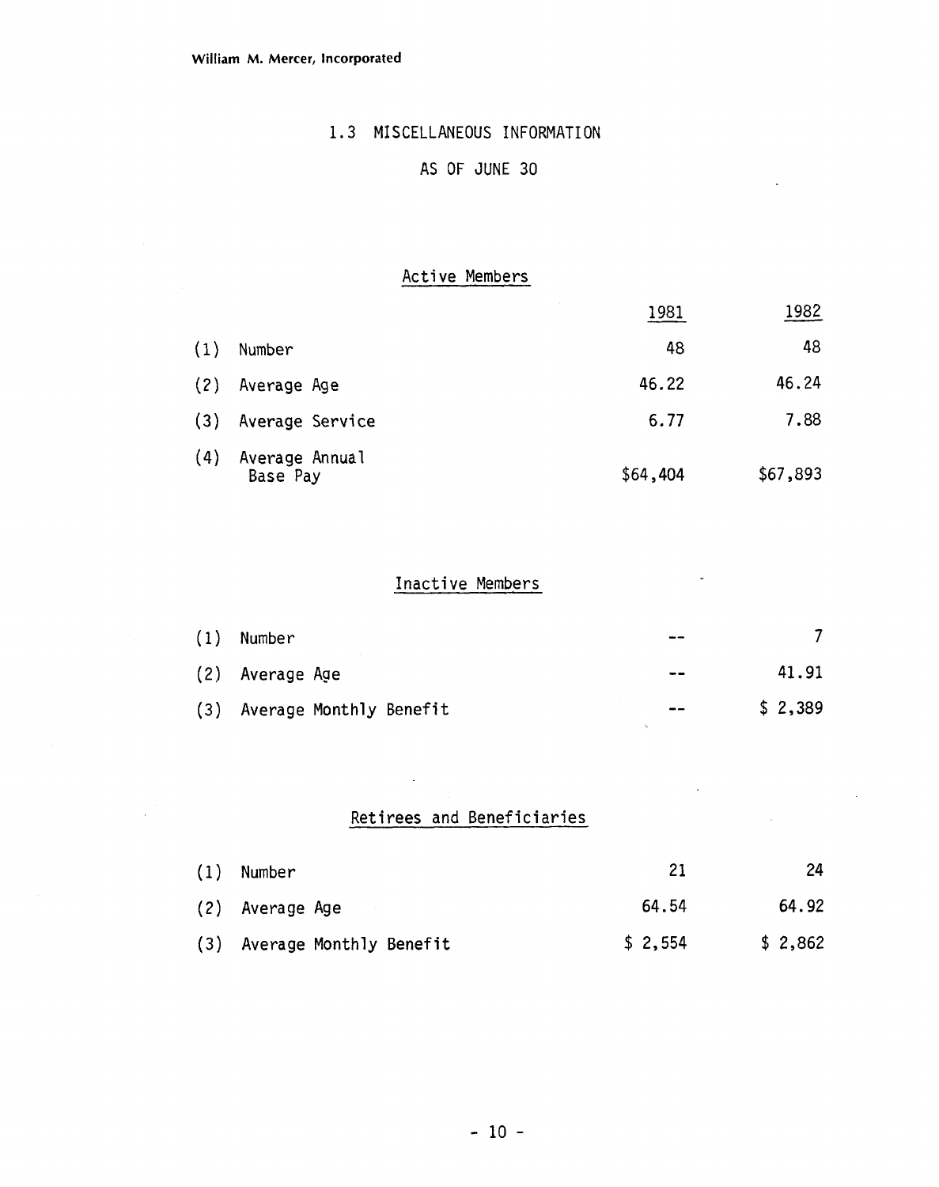## 1.3 MISCELLANEOUS INFORMATION

### AS OF JUNE 30

#### Active Members

| | | 1981 | 1982 |
|---|---|---|---|
| (1) | Number | 48 | 48 |
| (2) | Average Age | 46.22 | 46.24 |
| (3) | Average Service | 6.77 | 7.88 |
| (4) | Average Annual Base Pay | $64,404 | $67,893 |

#### Inactive Members

| | | 1981 | 1982 |
|---|---|---|---|
| (1) | Number | -- | 7 |
| (2) | Average Age | -- | 41.91 |
| (3) | Average Monthly Benefit | -- | $ 2,389 |

#### Retirees and Beneficiaries

| | | 1981 | 1982 |
|---|---|---|---|
| (1) | Number | 21 | 24 |
| (2) | Average Age | 64.54 | 64.92 |
| (3) | Average Monthly Benefit | $ 2,554 | $ 2,862 |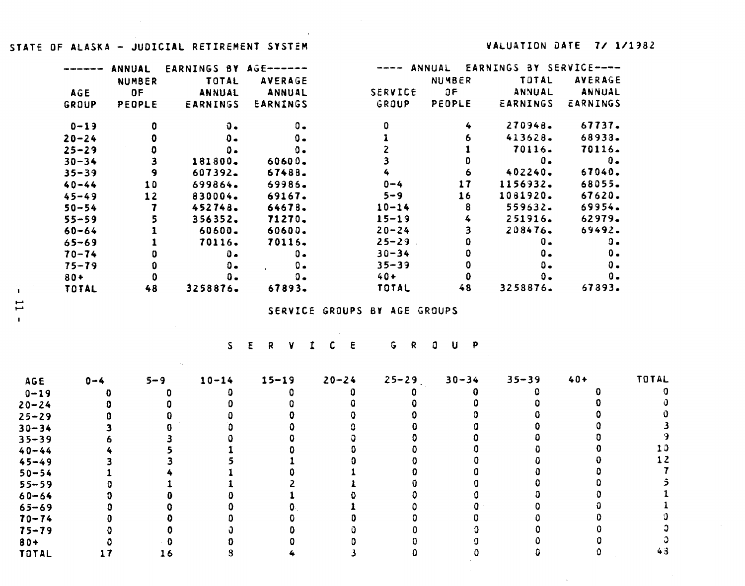STATE OF ALASKA - JUDICIAL RETIREMENT SYSTEM

VALUATION DATE 7/ 1/1982

------ ANNUAL EARNINGS BY AGE------

| AGE GROUP | NUMBER OF PEOPLE | TOTAL ANNUAL EARNINGS | AVERAGE ANNUAL EARNINGS |
|---|---|---|---|
| 0-19 | 0 | 0. | 0. |
| 20-24 | 0 | 0. | 0. |
| 25-29 | 0 | 0. | 0. |
| 30-34 | 3 | 181800. | 60600. |
| 35-39 | 9 | 607392. | 67488. |
| 40-44 | 10 | 699864. | 69986. |
| 45-49 | 12 | 830004. | 69167. |
| 50-54 | 7 | 452748. | 64678. |
| 55-59 | 5 | 356352. | 71270. |
| 60-64 | 1 | 60600. | 60600. |
| 65-69 | 1 | 70116. | 70116. |
| 70-74 | 0 | 0. | 0. |
| 75-79 | 0 | 0. | 0. |
| 80+ | 0 | 0. | 0. |
| TOTAL | 48 | 3258876. | 67893. |

---- ANNUAL EARNINGS BY SERVICE----

| SERVICE GROUP | NUMBER OF PEOPLE | TOTAL ANNUAL EARNINGS | AVERAGE ANNUAL EARNINGS |
|---|---|---|---|
| 0 | 4 | 270948. | 67737. |
| 1 | 6 | 413628. | 68938. |
| 2 | 1 | 70116. | 70116. |
| 3 | 0 | 0. | 0. |
| 4 | 6 | 402240. | 67040. |
| 0-4 | 17 | 1156932. | 68055. |
| 5-9 | 16 | 1081920. | 67620. |
| 10-14 | 8 | 559632. | 69954. |
| 15-19 | 4 | 251916. | 62979. |
| 20-24 | 3 | 208476. | 69492. |
| 25-29 | 0 | 0. | 0. |
| 30-34 | 0 | 0. | 0. |
| 35-39 | 0 | 0. | 0. |
| 40+ | 0 | 0. | 0. |
| TOTAL | 48 | 3258876. | 67893. |

SERVICE GROUPS BY AGE GROUPS

S E R V I C E   G R O U P

| AGE | 0-4 | 5-9 | 10-14 | 15-19 | 20-24 | 25-29 | 30-34 | 35-39 | 40+ | TOTAL |
|---|---|---|---|---|---|---|---|---|---|---|
| 0-19 | 0 | 0 | 0 | 0 | 0 | 0 | 0 | 0 | 0 | 0 |
| 20-24 | 0 | 0 | 0 | 0 | 0 | 0 | 0 | 0 | 0 | 0 |
| 25-29 | 0 | 0 | 0 | 0 | 0 | 0 | 0 | 0 | 0 | 0 |
| 30-34 | 3 | 0 | 0 | 0 | 0 | 0 | 0 | 0 | 0 | 3 |
| 35-39 | 6 | 3 | 0 | 0 | 0 | 0 | 0 | 0 | 0 | 9 |
| 40-44 | 4 | 5 | 1 | 0 | 0 | 0 | 0 | 0 | 0 | 10 |
| 45-49 | 3 | 3 | 5 | 1 | 0 | 0 | 0 | 0 | 0 | 12 |
| 50-54 | 1 | 4 | 1 | 0 | 1 | 0 | 0 | 0 | 0 | 7 |
| 55-59 | 0 | 1 | 1 | 2 | 1 | 0 | 0 | 0 | 0 | 5 |
| 60-64 | 0 | 0 | 0 | 1 | 0 | 0 | 0 | 0 | 0 | 1 |
| 65-69 | 0 | 0 | 0 | 0 | 1 | 0 | 0 | 0 | 0 | 1 |
| 70-74 | 0 | 0 | 0 | 0 | 0 | 0 | 0 | 0 | 0 | 0 |
| 75-79 | 0 | 0 | 0 | 0 | 0 | 0 | 0 | 0 | 0 | 0 |
| 80+ | 0 | 0 | 0 | 0 | 0 | 0 | 0 | 0 | 0 | 0 |
| TOTAL | 17 | 16 | 8 | 4 | 3 | 0 | 0 | 0 | 0 | 48 |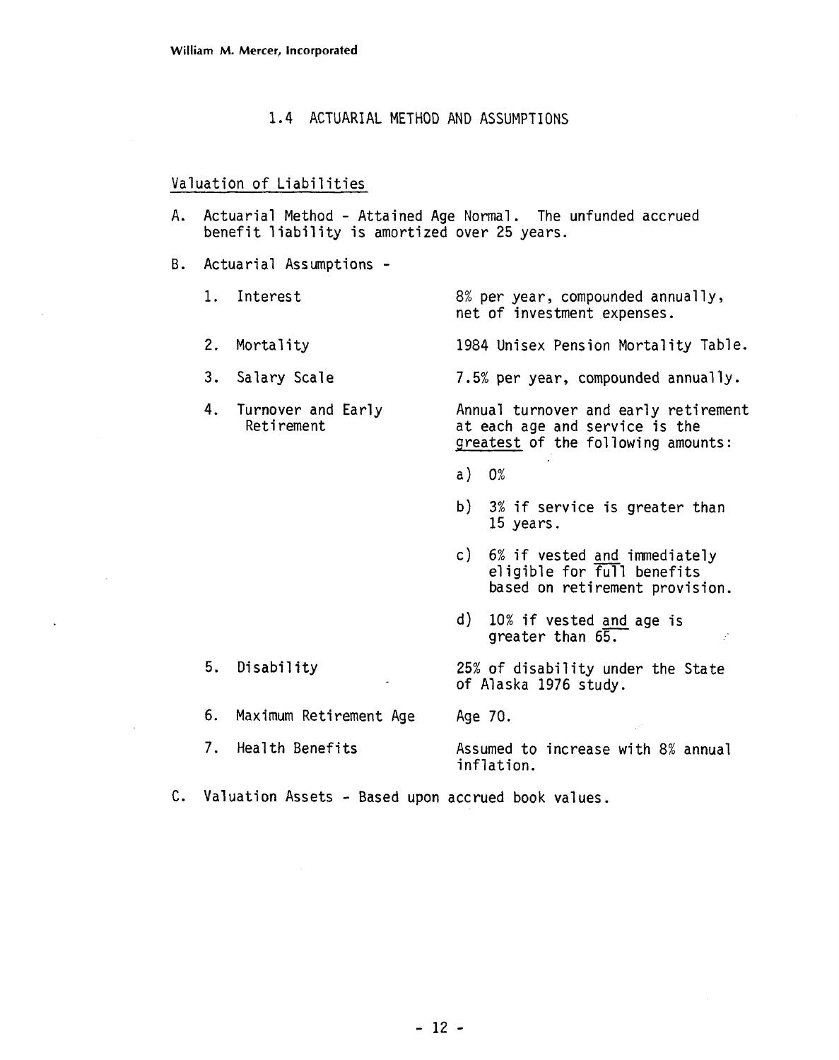## 1.4 ACTUARIAL METHOD AND ASSUMPTIONS

### Valuation of Liabilities

A. Actuarial Method - Attained Age Normal. The unfunded accrued benefit liability is amortized over 25 years.

B. Actuarial Assumptions -

1. Interest — 8% per year, compounded annually, net of investment expenses.

2. Mortality — 1984 Unisex Pension Mortality Table.

3. Salary Scale — 7.5% per year, compounded annually.

4. Turnover and Early Retirement — Annual turnover and early retirement at each age and service is the greatest of the following amounts:

   a) 0%

   b) 3% if service is greater than 15 years.

   c) 6% if vested and immediately eligible for full benefits based on retirement provision.

   d) 10% if vested and age is greater than 65.

5. Disability — 25% of disability under the State of Alaska 1976 study.

6. Maximum Retirement Age — Age 70.

7. Health Benefits — Assumed to increase with 8% annual inflation.

C. Valuation Assets - Based upon accrued book values.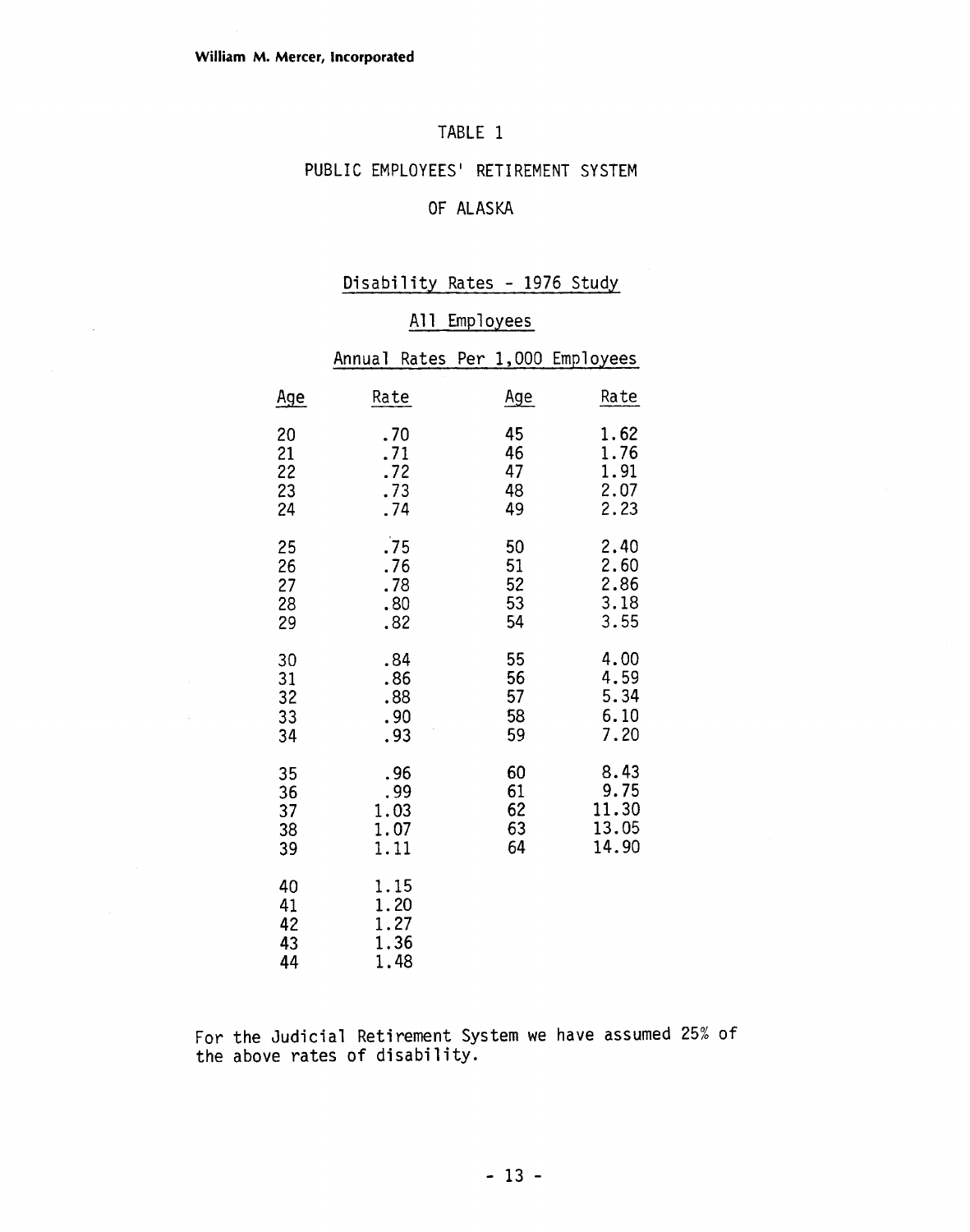# TABLE 1

## PUBLIC EMPLOYEES' RETIREMENT SYSTEM

## OF ALASKA

### Disability Rates - 1976 Study

### All Employees

### Annual Rates Per 1,000 Employees

| Age | Rate | Age | Rate |
|---|---|---|---|
| 20 | .70 | 45 | 1.62 |
| 21 | .71 | 46 | 1.76 |
| 22 | .72 | 47 | 1.91 |
| 23 | .73 | 48 | 2.07 |
| 24 | .74 | 49 | 2.23 |
| 25 | .75 | 50 | 2.40 |
| 26 | .76 | 51 | 2.60 |
| 27 | .78 | 52 | 2.86 |
| 28 | .80 | 53 | 3.18 |
| 29 | .82 | 54 | 3.55 |
| 30 | .84 | 55 | 4.00 |
| 31 | .86 | 56 | 4.59 |
| 32 | .88 | 57 | 5.34 |
| 33 | .90 | 58 | 6.10 |
| 34 | .93 | 59 | 7.20 |
| 35 | .96 | 60 | 8.43 |
| 36 | .99 | 61 | 9.75 |
| 37 | 1.03 | 62 | 11.30 |
| 38 | 1.07 | 63 | 13.05 |
| 39 | 1.11 | 64 | 14.90 |
| 40 | 1.15 | | |
| 41 | 1.20 | | |
| 42 | 1.27 | | |
| 43 | 1.36 | | |
| 44 | 1.48 | | |

For the Judicial Retirement System we have assumed 25% of the above rates of disability.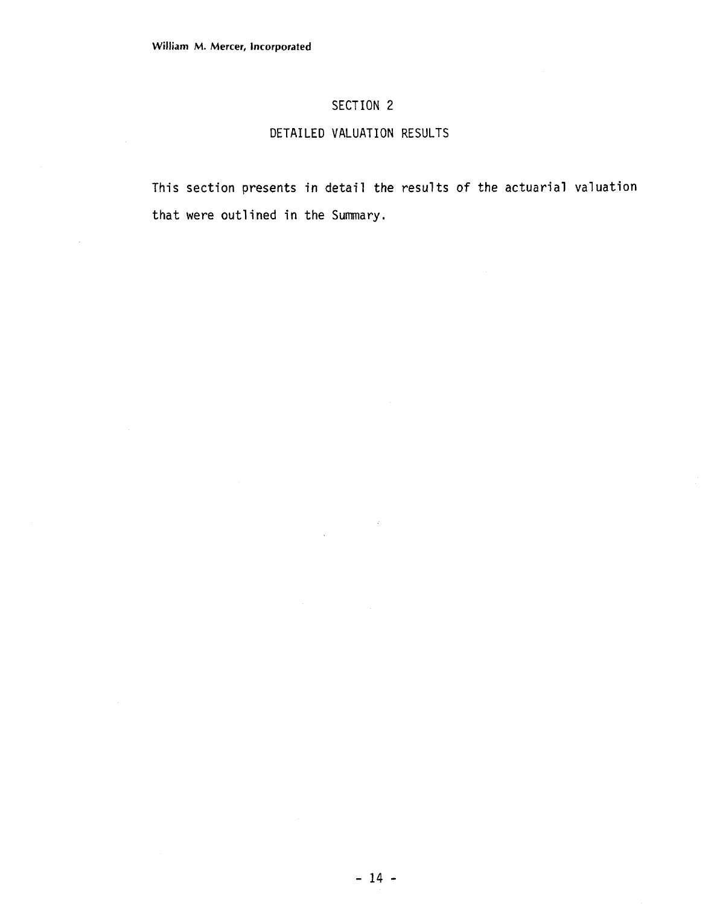# SECTION 2

## DETAILED VALUATION RESULTS

This section presents in detail the results of the actuarial valuation that were outlined in the Summary.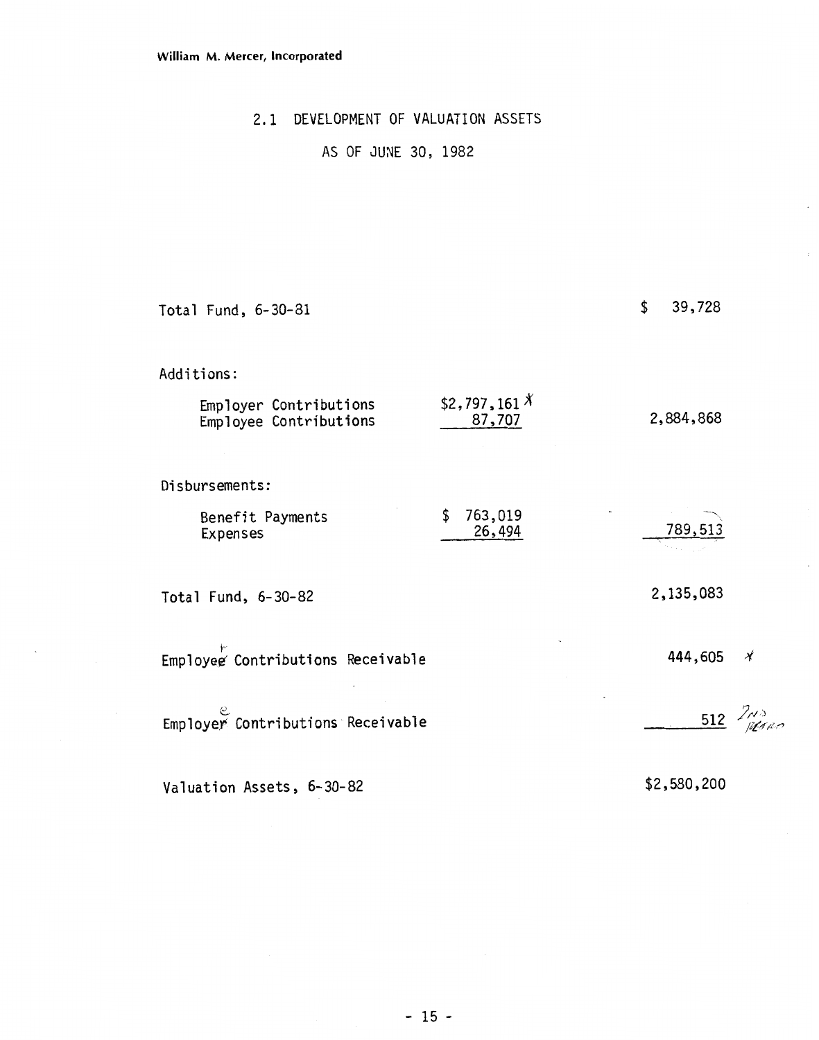William M. Mercer, Incorporated

## 2.1 DEVELOPMENT OF VALUATION ASSETS

### AS OF JUNE 30, 1982

| | | |
|---|---|---|
| Total Fund, 6-30-81 | | $ 39,728 |
| Additions: | | |
| Employer Contributions | $2,797,161 * | |
| Employee Contributions | 87,707 | 2,884,868 |
| Disbursements: | | |
| Benefit Payments | $ 763,019 | |
| Expenses | 26,494 | 789,513 |
| Total Fund, 6-30-82 | | 2,135,083 |
| Employee Contributions Receivable | | 444,605 * |
| Employer Contributions Receivable | | 512 |
| Valuation Assets, 6-30-82 | | $2,580,200 |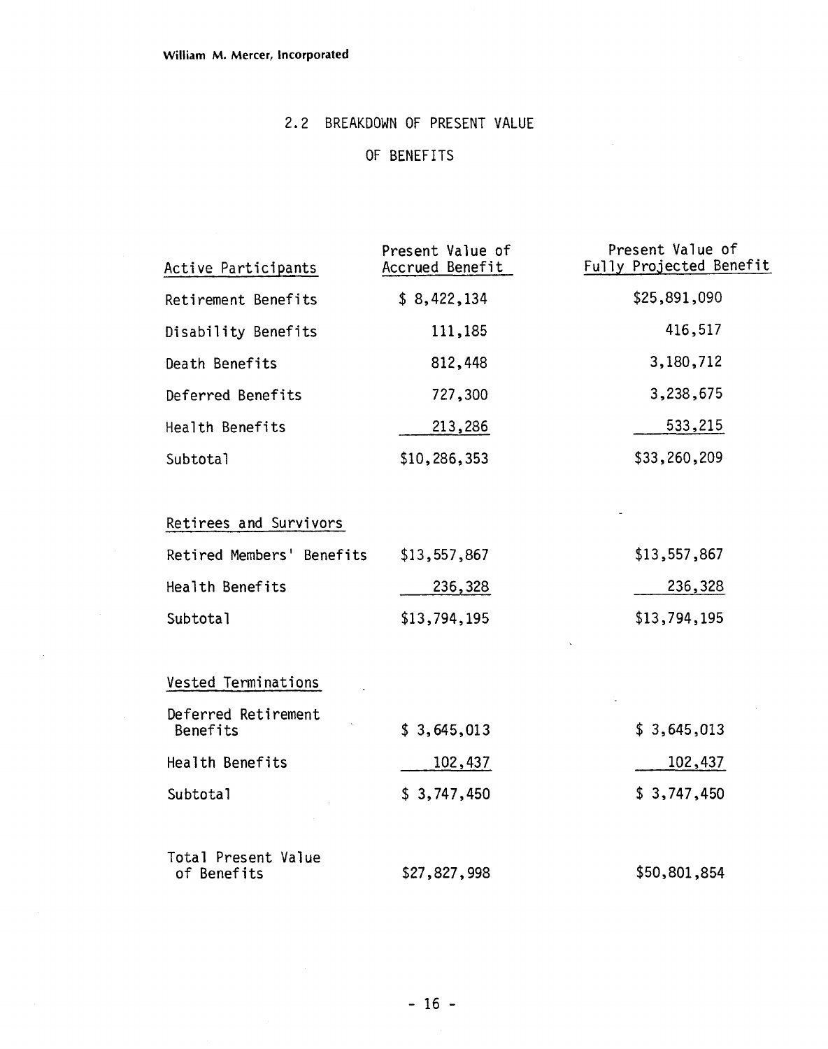## 2.2 BREAKDOWN OF PRESENT VALUE OF BENEFITS

| Active Participants | Present Value of Accrued Benefit | Present Value of Fully Projected Benefit |
|---|---|---|
| Retirement Benefits | $ 8,422,134 | $25,891,090 |
| Disability Benefits | 111,185 | 416,517 |
| Death Benefits | 812,448 | 3,180,712 |
| Deferred Benefits | 727,300 | 3,238,675 |
| Health Benefits | 213,286 | 533,215 |
| Subtotal | $10,286,353 | $33,260,209 |
| **Retirees and Survivors** | | |
| Retired Members' Benefits | $13,557,867 | $13,557,867 |
| Health Benefits | 236,328 | 236,328 |
| Subtotal | $13,794,195 | $13,794,195 |
| **Vested Terminations** | | |
| Deferred Retirement Benefits | $ 3,645,013 | $ 3,645,013 |
| Health Benefits | 102,437 | 102,437 |
| Subtotal | $ 3,747,450 | $ 3,747,450 |
| Total Present Value of Benefits | $27,827,998 | $50,801,854 |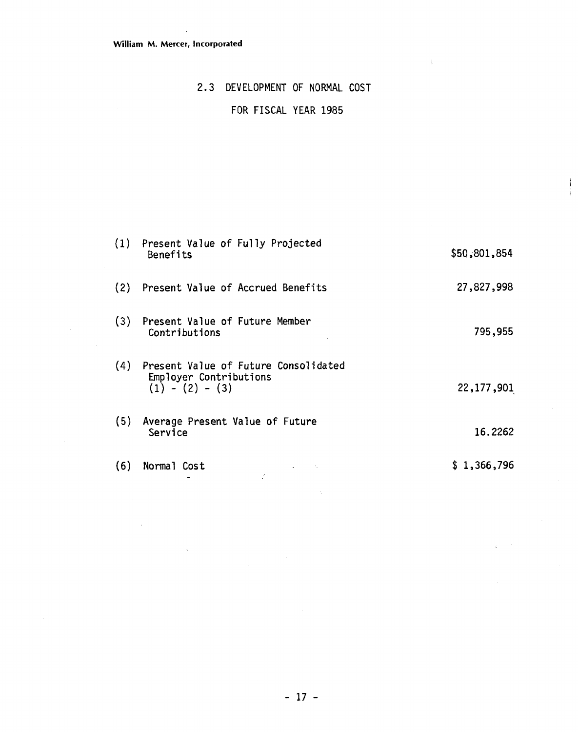## 2.3 DEVELOPMENT OF NORMAL COST

### FOR FISCAL YEAR 1985

| | | |
|---|---|---|
| (1) | Present Value of Fully Projected Benefits | $50,801,854 |
| (2) | Present Value of Accrued Benefits | 27,827,998 |
| (3) | Present Value of Future Member Contributions | 795,955 |
| (4) | Present Value of Future Consolidated Employer Contributions (1) - (2) - (3) | 22,177,901 |
| (5) | Average Present Value of Future Service | 16.2262 |
| (6) | Normal Cost | $ 1,366,796 |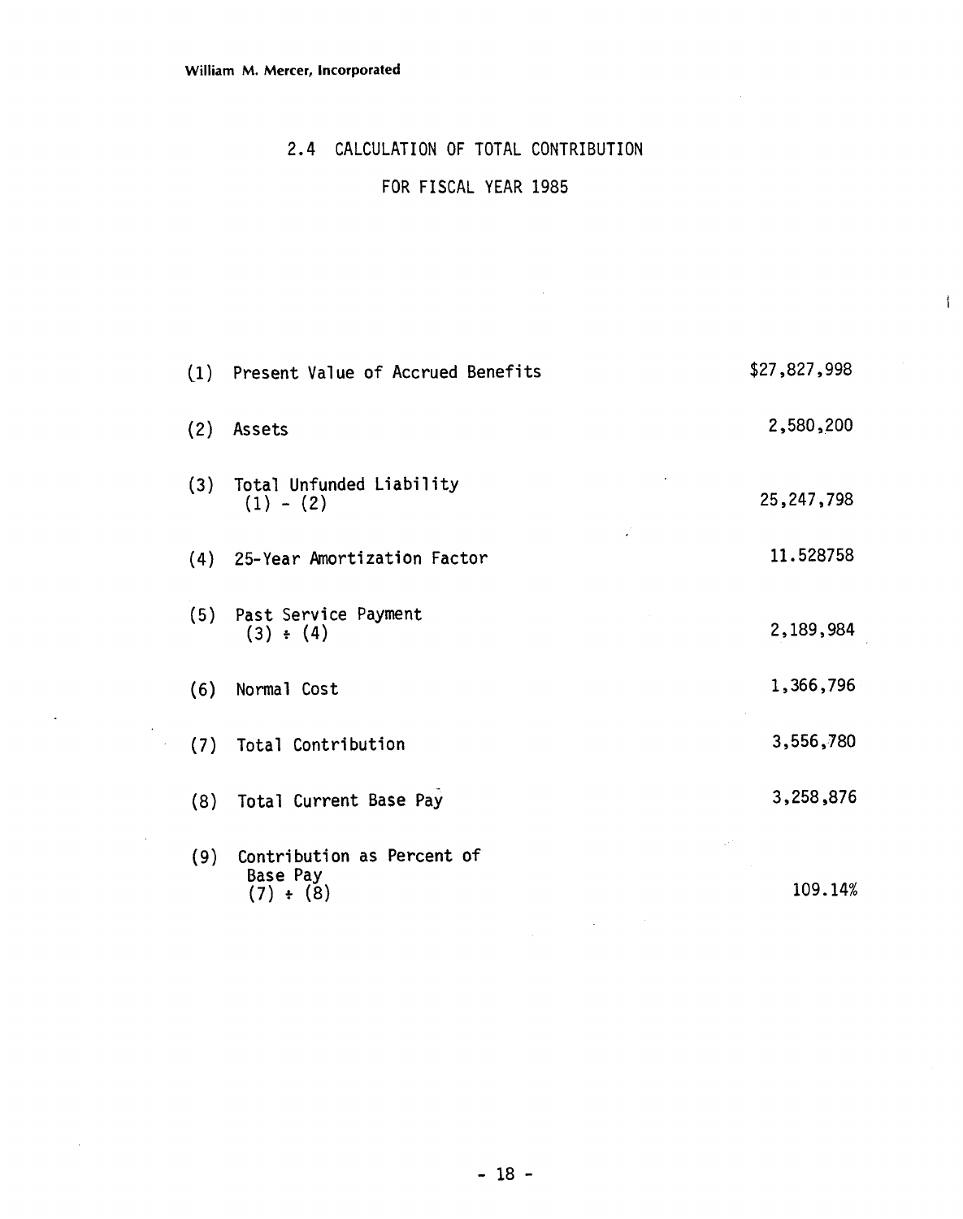## 2.4 CALCULATION OF TOTAL CONTRIBUTION

### FOR FISCAL YEAR 1985

| | | |
|---|---|---|
| (1) | Present Value of Accrued Benefits | $27,827,998 |
| (2) | Assets | 2,580,200 |
| (3) | Total Unfunded Liability (1) - (2) | 25,247,798 |
| (4) | 25-Year Amortization Factor | 11.528758 |
| (5) | Past Service Payment (3) ÷ (4) | 2,189,984 |
| (6) | Normal Cost | 1,366,796 |
| (7) | Total Contribution | 3,556,780 |
| (8) | Total Current Base Pay | 3,258,876 |
| (9) | Contribution as Percent of Base Pay (7) ÷ (8) | 109.14% |